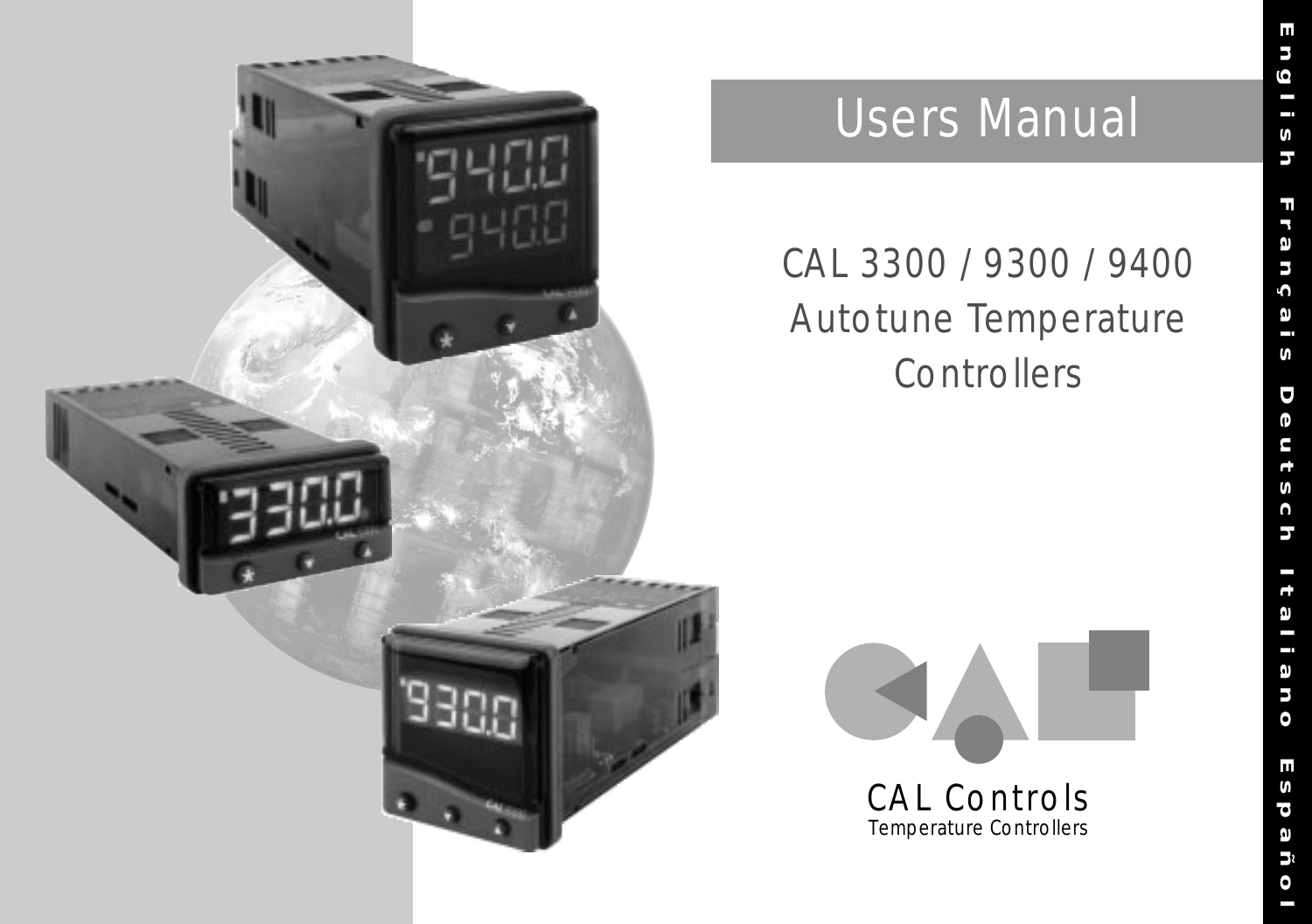# Users Manual

## CAL 3300 / 9300 / 9400 Autotune Temperature Controllers

CAL Controls
Temperature Controllers

English Français Deutsch Italiano Español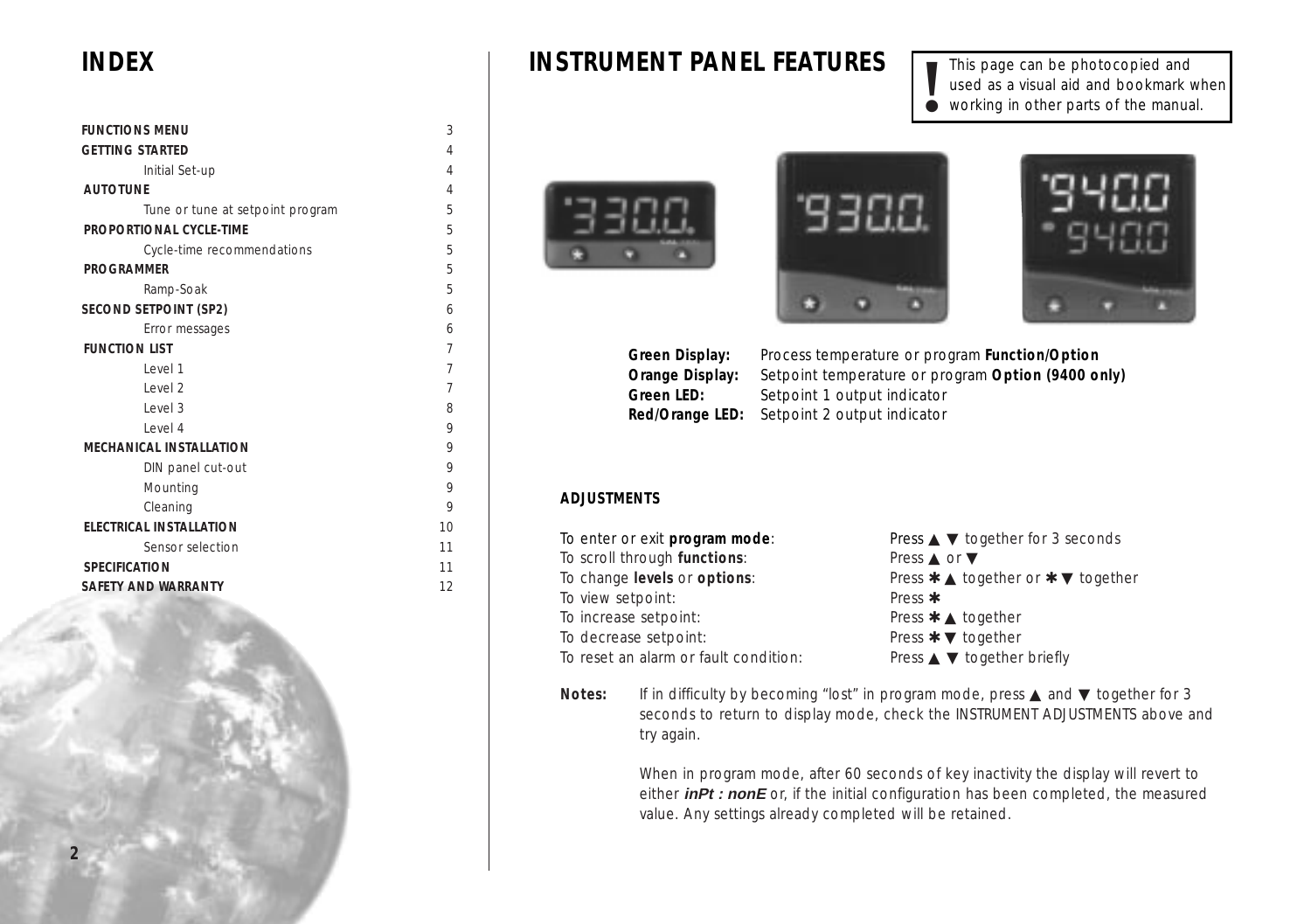# INDEX

| | |
|---|---|
| **FUNCTIONS MENU** | 3 |
| **GETTING STARTED** | 4 |
| Initial Set-up | 4 |
| **AUTOTUNE** | 4 |
| Tune or tune at setpoint program | 5 |
| **PROPORTIONAL CYCLE-TIME** | 5 |
| Cycle-time recommendations | 5 |
| **PROGRAMMER** | 5 |
| Ramp-Soak | 5 |
| **SECOND SETPOINT (SP2)** | 6 |
| Error messages | 6 |
| **FUNCTION LIST** | 7 |
| Level 1 | 7 |
| Level 2 | 7 |
| Level 3 | 8 |
| Level 4 | 9 |
| **MECHANICAL INSTALLATION** | 9 |
| DIN panel cut-out | 9 |
| Mounting | 9 |
| Cleaning | 9 |
| **ELECTRICAL INSTALLATION** | 10 |
| Sensor selection | 11 |
| **SPECIFICATION** | 11 |
| **SAFETY AND WARRANTY** | 12 |

# INSTRUMENT PANEL FEATURES

> **!** This page can be photocopied and used as a visual aid and bookmark when working in other parts of the manual.

**Green Display:** Process temperature or program **Function/Option**
**Orange Display:** Setpoint temperature or program **Option (9400 only)**
**Green LED:** Setpoint 1 output indicator
**Red/Orange LED:** Setpoint 2 output indicator

## ADJUSTMENTS

| | |
|---|---|
| To enter or exit **program mode**: | Press ▲ ▼ together for 3 seconds |
| To scroll through **functions**: | Press ▲ or ▼ |
| To change **levels** or **options**: | Press ✱ ▲ together or ✱ ▼ together |
| To view setpoint: | Press ✱ |
| To increase setpoint: | Press ✱ ▲ together |
| To decrease setpoint: | Press ✱ ▼ together |
| To reset an alarm or fault condition: | Press ▲ ▼ together briefly |

**Notes:** If in difficulty by becoming "lost" in program mode, press ▲ and ▼ together for 3 seconds to return to display mode, check the INSTRUMENT ADJUSTMENTS above and try again.

When in program mode, after 60 seconds of key inactivity the display will revert to either ***inPt : nonE*** or, if the initial configuration has been completed, the measured value. Any settings already completed will be retained.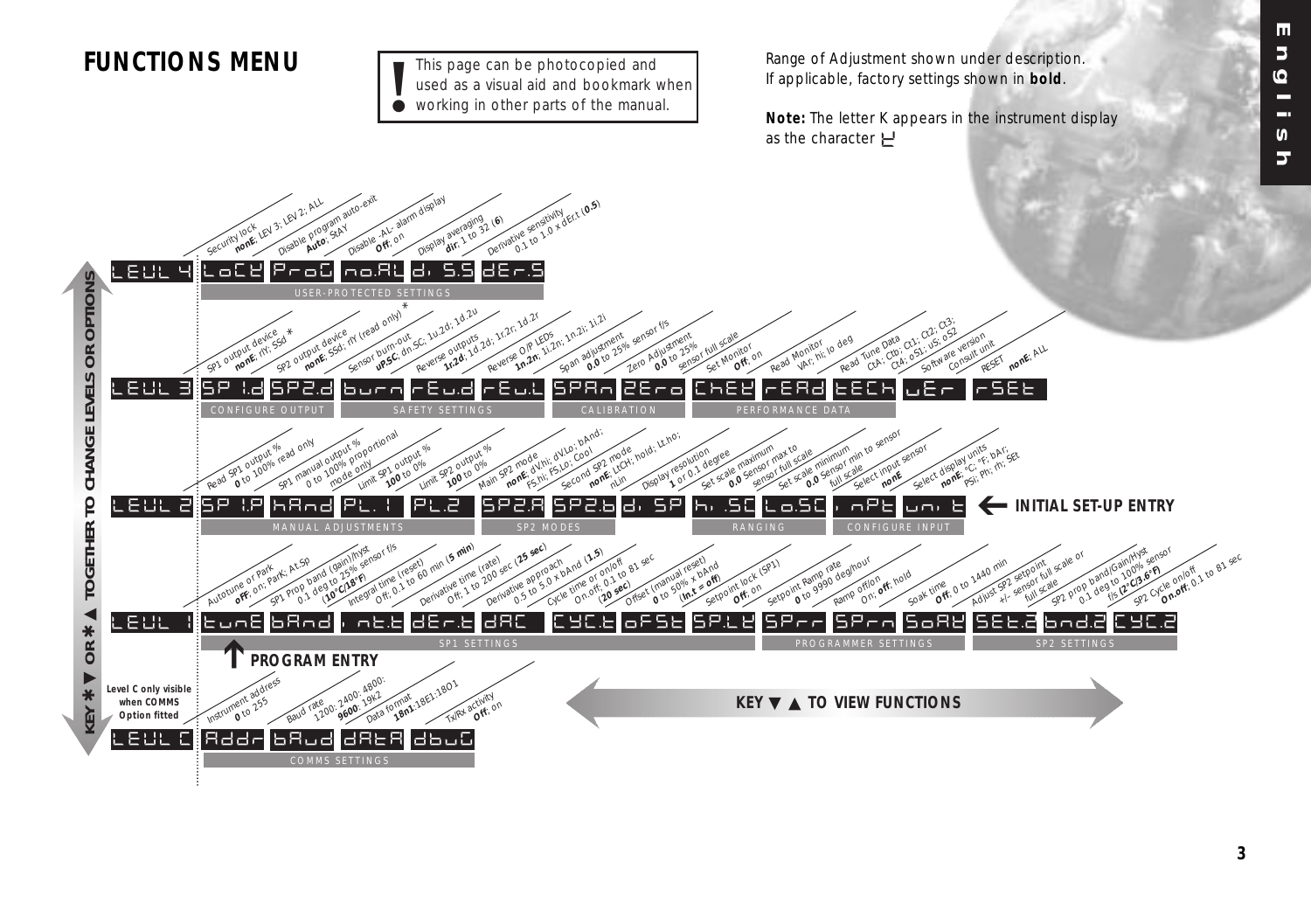# FUNCTIONS MENU

> **!** This page can be photocopied and used as a visual aid and bookmark when working in other parts of the manual.

Range of Adjustment shown under description.
If applicable, factory settings shown in **bold**.

**Note:** The letter K appears in the instrument display as the character Ƙ

KEY * ▼ OR * ▲ TOGETHER TO CHANGE LEVELS OR OPTIONS

KEY ▼ ▲ TO VIEW FUNCTIONS

## LEVEL 4 — USER-PROTECTED SETTINGS

| Display | Function | Range |
|---|---|---|
| LoCK | Security lock | **nonE**; LEV 3; LEV 2; ALL |
| ProG | Disable program auto-exit | **Auto**; StAY |
| no.AL | Disable -AL- alarm display | **Off**; on |
| di.S.S | Display averaging | **dir**; 1 to 32 (**6**) |
| dEr.S | Derivative sensitivity | 0.1 to 1.0 x dErt (**0.5**) |

## LEVEL 3

**CONFIGURE OUTPUT**

| Display | Function | Range |
|---|---|---|
| SP1.d | SP1 output device | **nonE**; rlY; SSd * |
| SP2.d | SP2 output device | **nonE**; SSd; rlY (read only) * |

**SAFETY SETTINGS**

| Display | Function | Range |
|---|---|---|
| burn | Sensor burn-out | **uP.SC**; dn.SC; 1u.2d; 1d.2u |
| rEu.d | Reverse outputs | **1r.2d**; 1d.2d; 1r.2r; 1d.2r |
| rEu.L | Reverse O/P LEDS | **1n.2n**; 1i.2n; 1n.2i; 1i.2i |

**CALIBRATION**

| Display | Function | Range |
|---|---|---|
| SPAn | Span adjustment | **0.0** to 25% sensor f/s |
| ZEro | Zero Adjustment | **0.0** to 25% sensor full scale |

**PERFORMANCE DATA**

| Display | Function | Range |
|---|---|---|
| ChEK | Set Monitor | **Off**; on |
| rEAd | Read Monitor | VAr; hi; lo deg |
| tECh | Read Tune Data | CtA; Ctb; Ct1; Ct2; Ct3; Ct4; oS1; uS; oS2 |
| VEr | Software version | Consult unit |
| rSEt | RESET | **nonE**; ALL |

## LEVEL 2 — INITIAL SET-UP ENTRY

**MANUAL ADJUSTMENTS**

| Display | Function | Range |
|---|---|---|
| SP1.P | Read SP1 output % | 0 to 100% read only |
| hAnd | SP1 manual output % | 0 to 100% proportional mode only |
| PL.1 | Limit SP1 output % | **100** to 0% |
| PL.2 | Limit SP2 output % | **100** to 0% |

**SP2 MODES**

| Display | Function | Range |
|---|---|---|
| SP2.A | Main SP2 mode | **nonE**; dV.hi; dV.Lo; bAnd; FS.hi; FS.Lo; Cool |
| SP2.b | Second SP2 mode | **nonE**; LtCH; hold; Lt.ho; nLin |
| di.SP | Display resolution | **1** or 0.1 degree |

**RANGING**

| Display | Function | Range |
|---|---|---|
| hi.SC | Set scale maximum | **0.0** Sensor max to sensor full scale |
| Lo.SC | Set scale minimum | **0.0** Sensor min to sensor full scale |

**CONFIGURE INPUT**

| Display | Function | Range |
|---|---|---|
| inPt | Select input sensor | **nonE** |
| unit | Select display units | **nonE**; °C; °F; bAr; PSi; Ph; rh; SEt |

## LEVEL 1 — PROGRAM ENTRY

**SP1 SETTINGS**

| Display | Function | Range |
|---|---|---|
| tunE | Autotune or Park | **oFF**; on; ParK; At.Sp |
| bAnd | SP1 Prop band (gain)/hyst | 0.1 deg to 25% sensor f/s (**10°C/18°F**) |
| int.t | Integral time (reset) | Off; 0.1 to 60 min (**5 min**) |
| dEr.t | Derivative time (rate) | Off; 1 to 200 sec (**25 sec**) |
| dAC | Derivative approach | 0.5 to 5.0 x bAnd (**1.5**) |
| CYC.t | Cycle time or on/off | On.off; 0.1 to 81 sec (**20 sec**) |
| oFSt | Offset (manual reset) | **0** to 50% x bAnd (**In.t = off**) |
| SP.LK | Setpoint lock (SP1) | **Off**; on |

**PROGRAMMER SETTINGS**

| Display | Function | Range |
|---|---|---|
| SPrr | Setpoint Ramp rate | **0** to 9990 deg/hour |
| SPrn | Ramp off/on | On; **off**; hold |
| SoAK | Soak time | **Off**, 0 to 1440 min |

**SP2 SETTINGS**

| Display | Function | Range |
|---|---|---|
| SEt.2 | Adjust SP2 setpoint | +/- sensor full scale or full scale |
| bnd.2 | SP2 prop band/Gain/Hyst | 0.1 deg to 100% sensor f/s (**2°C/3.6°F**) |
| CYC.2 | SP2 Cycle on/off | **On.off**; 0.1 to 81 sec |

## LEVEL C — COMMS SETTINGS

Level C only visible when COMMS Option fitted

| Display | Function | Range |
|---|---|---|
| Addr | Instrument address | **0** to 255 |
| bAud | Baud rate | 1200; 2400; 4800; **9600**; 19k2 |
| dAtA | Data format | **18n1**;18E1;18O1 |
| dbuG | Tx/Rx activity | **Off**; on |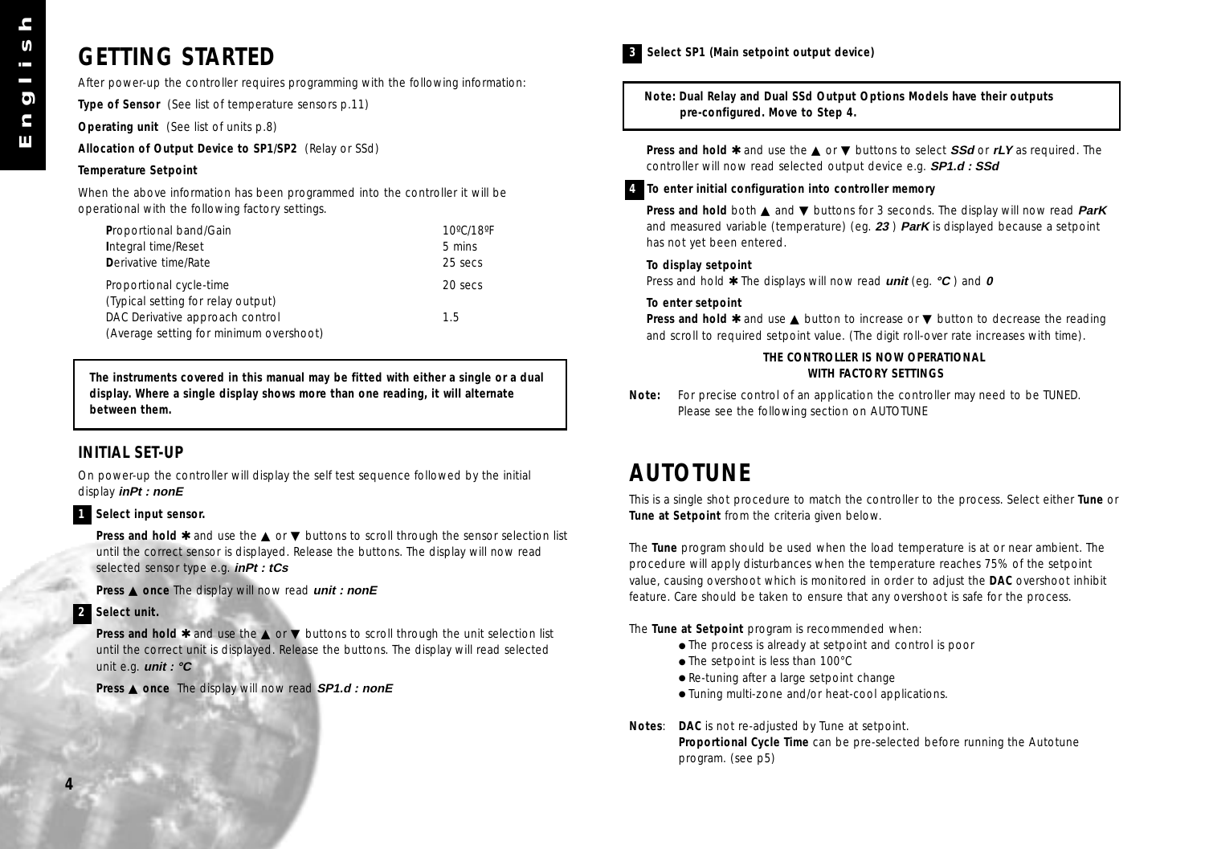# GETTING STARTED

After power-up the controller requires programming with the following information:

**Type of Sensor** (See list of temperature sensors p.11)

**Operating unit** (See list of units p.8)

**Allocation of Output Device to SP1/SP2** (Relay or SSd)

**Temperature Setpoint**

When the above information has been programmed into the controller it will be operational with the following factory settings.

| | |
|---|---|
| **P**roportional band/Gain | 10ºC/18ºF |
| **I**ntegral time/Reset | 5 mins |
| **D**erivative time/Rate | 25 secs |
| Proportional cycle-time (Typical setting for relay output) | 20 secs |
| DAC Derivative approach control (Average setting for minimum overshoot) | 1.5 |

**The instruments covered in this manual may be fitted with either a single or a dual display. Where a single display shows more than one reading, it will alternate between them.**

## INITIAL SET-UP

On power-up the controller will display the self test sequence followed by the initial display ***inPt : nonE***

**1 Select input sensor.**

**Press and hold ✱** and use the ▲ or ▼ buttons to scroll through the sensor selection list until the correct sensor is displayed. Release the buttons. The display will now read selected sensor type e.g. ***inPt : tCs***

**Press ▲ once** The display will now read ***unit : nonE***

**2 Select unit.**

**Press and hold ✱** and use the ▲ or ▼ buttons to scroll through the unit selection list until the correct unit is displayed. Release the buttons. The display will read selected unit e.g. ***unit : °C***

**Press ▲ once** The display will now read ***SP1.d : nonE***

**3 Select SP1 (Main setpoint output device)**

**Note: Dual Relay and Dual SSd Output Options Models have their outputs pre-configured. Move to Step 4.**

**Press and hold ✱** and use the ▲ or ▼ buttons to select ***SSd*** or ***rLY*** as required. The controller will now read selected output device e.g. ***SP1.d : SSd***

**4 To enter initial configuration into controller memory**

**Press and hold** both ▲ and ▼ buttons for 3 seconds. The display will now read ***ParK*** and measured variable (temperature) (eg. ***23*** ) ***ParK*** is displayed because a setpoint has not yet been entered.

**To display setpoint**
Press and hold ✱ The displays will now read ***unit*** (eg. ***°C*** ) and ***0***

**To enter setpoint**
**Press and hold ✱** and use ▲ button to increase or ▼ button to decrease the reading and scroll to required setpoint value. (The digit roll-over rate increases with time).

**THE CONTROLLER IS NOW OPERATIONAL WITH FACTORY SETTINGS**

**Note:** For precise control of an application the controller may need to be TUNED. Please see the following section on AUTOTUNE

# AUTOTUNE

This is a single shot procedure to match the controller to the process. Select either **Tune** or **Tune at Setpoint** from the criteria given below.

The **Tune** program should be used when the load temperature is at or near ambient. The procedure will apply disturbances when the temperature reaches 75% of the setpoint value, causing overshoot which is monitored in order to adjust the **DAC** overshoot inhibit feature. Care should be taken to ensure that any overshoot is safe for the process.

The **Tune at Setpoint** program is recommended when:

- The process is already at setpoint and control is poor
- The setpoint is less than 100°C
- Re-tuning after a large setpoint change
- Tuning multi-zone and/or heat-cool applications.

**Notes**: **DAC** is not re-adjusted by Tune at setpoint.
**Proportional Cycle Time** can be pre-selected before running the Autotune program. (see p5)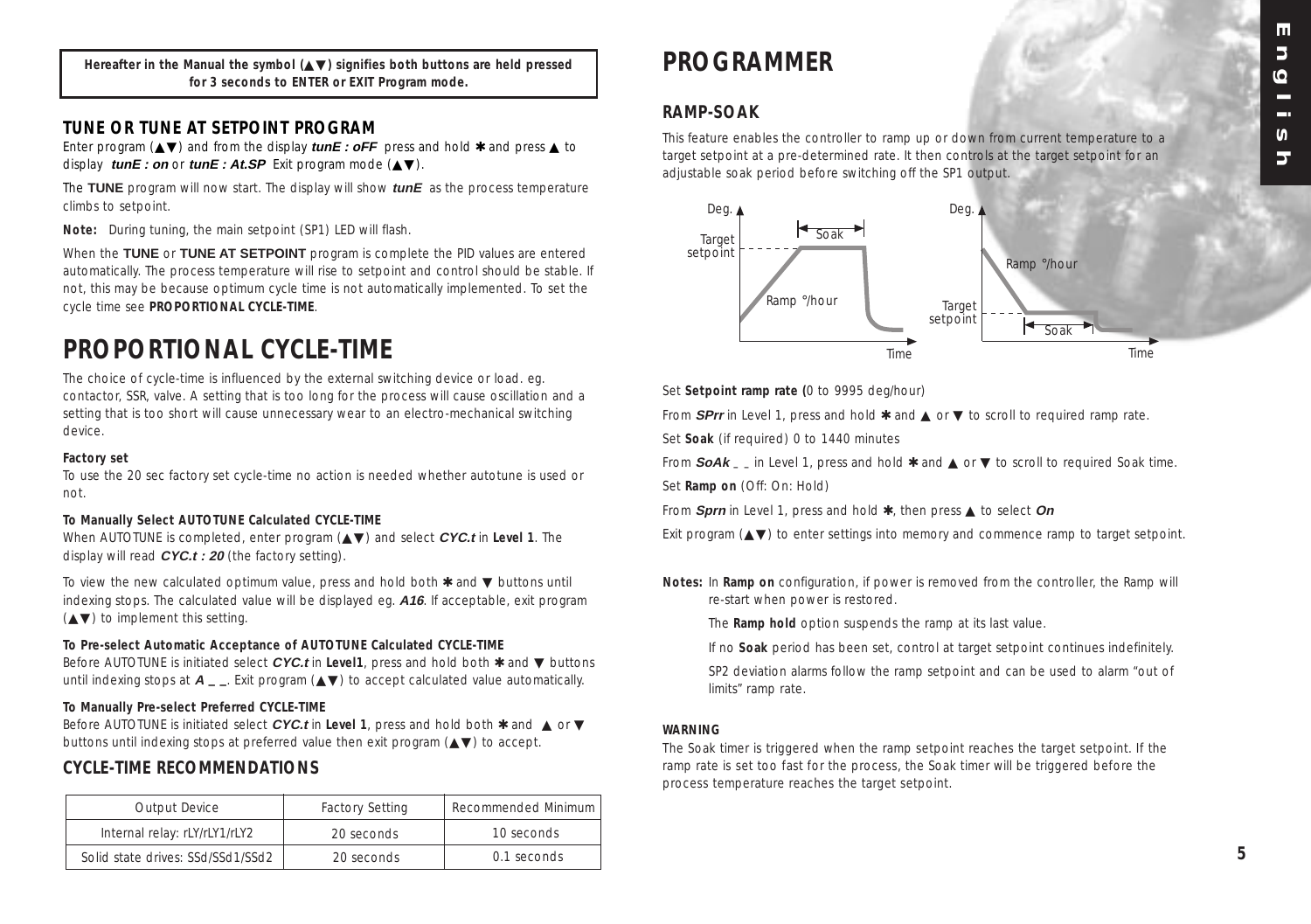**Hereafter in the Manual the symbol (▲▼) signifies both buttons are held pressed for 3 seconds to ENTER or EXIT Program mode.**

### TUNE OR TUNE AT SETPOINT PROGRAM

Enter program (▲▼) and from the display ***tunE : oFF*** press and hold ✱ and press ▲ to display ***tunE : on*** or ***tunE : At.SP*** Exit program mode (▲▼).

The **TUNE** program will now start. The display will show ***tunE*** as the process temperature climbs to setpoint.

**Note:** During tuning, the main setpoint (SP1) LED will flash.

When the **TUNE** or **TUNE AT SETPOINT** program is complete the PID values are entered automatically. The process temperature will rise to setpoint and control should be stable. If not, this may be because optimum cycle time is not automatically implemented. To set the cycle time see **PROPORTIONAL CYCLE-TIME**.

## PROPORTIONAL CYCLE-TIME

The choice of cycle-time is influenced by the external switching device or load. eg. contactor, SSR, valve. A setting that is too long for the process will cause oscillation and a setting that is too short will cause unnecessary wear to an electro-mechanical switching device.

**Factory set**

To use the 20 sec factory set cycle-time no action is needed whether autotune is used or not.

**To Manually Select AUTOTUNE Calculated CYCLE-TIME**

When AUTOTUNE is completed, enter program (▲▼) and select ***CYC.t*** in **Level 1**. The display will read ***CYC.t : 20*** (the factory setting).

To view the new calculated optimum value, press and hold both ✱ and ▼ buttons until indexing stops. The calculated value will be displayed eg. ***A16***. If acceptable, exit program (▲▼) to implement this setting.

**To Pre-select Automatic Acceptance of AUTOTUNE Calculated CYCLE-TIME**

Before AUTOTUNE is initiated select ***CYC.t*** in **Level1**, press and hold both ✱ and ▼ buttons until indexing stops at ***A _ _***. Exit program (▲▼) to accept calculated value automatically.

**To Manually Pre-select Preferred CYCLE-TIME**

Before AUTOTUNE is initiated select ***CYC.t*** in **Level 1**, press and hold both ✱ and ▲ or ▼ buttons until indexing stops at preferred value then exit program (▲▼) to accept.

### CYCLE-TIME RECOMMENDATIONS

| Output Device | Factory Setting | Recommended Minimum |
|---|---|---|
| Internal relay: rLY/rLY1/rLY2 | 20 seconds | 10 seconds |
| Solid state drives: SSd/SSd1/SSd2 | 20 seconds | 0.1 seconds |

## PROGRAMMER

### RAMP-SOAK

This feature enables the controller to ramp up or down from current temperature to a target setpoint at a pre-determined rate. It then controls at the target setpoint for an adjustable soak period before switching off the SP1 output.

Set **Setpoint ramp rate (**0 to 9995 deg/hour)

From ***SPrr*** in Level 1, press and hold ✱ and ▲ or ▼ to scroll to required ramp rate.

Set **Soak** (if required) 0 to 1440 minutes

From ***SoAk _ _*** in Level 1, press and hold ✱ and ▲ or ▼ to scroll to required Soak time.

Set **Ramp on** (Off: On: Hold)

From ***Sprn*** in Level 1, press and hold ✱, then press ▲ to select ***On***

Exit program (▲▼) to enter settings into memory and commence ramp to target setpoint.

**Notes:** In **Ramp on** configuration, if power is removed from the controller, the Ramp will re-start when power is restored.

The **Ramp hold** option suspends the ramp at its last value.

If no **Soak** period has been set, control at target setpoint continues indefinitely.

SP2 deviation alarms follow the ramp setpoint and can be used to alarm "out of limits" ramp rate.

**WARNING**

The Soak timer is triggered when the ramp setpoint reaches the target setpoint. If the ramp rate is set too fast for the process, the Soak timer will be triggered before the process temperature reaches the target setpoint.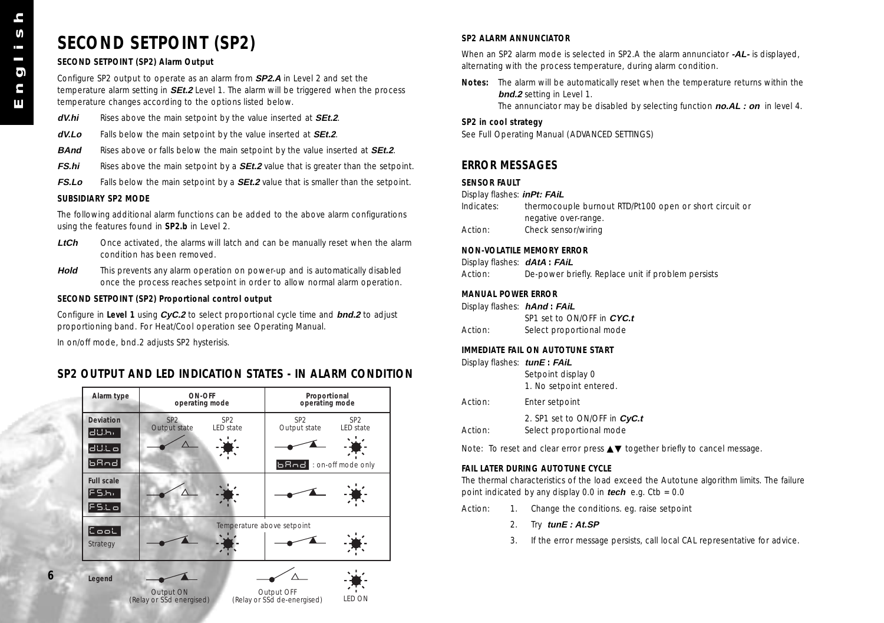# SECOND SETPOINT (SP2)

**SECOND SETPOINT (SP2) Alarm Output**

Configure SP2 output to operate as an alarm from ***SP2.A*** in Level 2 and set the temperature alarm setting in ***SEt.2*** Level 1. The alarm will be triggered when the process temperature changes according to the options listed below.

***dV.hi*** Rises above the main setpoint by the value inserted at ***SEt.2***.

***dV.Lo*** Falls below the main setpoint by the value inserted at ***SEt.2***.

***BAnd*** Rises above or falls below the main setpoint by the value inserted at ***SEt.2***.

***FS.hi*** Rises above the main setpoint by a ***SEt.2*** value that is greater than the setpoint.

***FS.Lo*** Falls below the main setpoint by a ***SEt.2*** value that is smaller than the setpoint.

**SUBSIDIARY SP2 MODE**

The following additional alarm functions can be added to the above alarm configurations using the features found in **SP2.b** in Level 2.

***LtCh*** Once activated, the alarms will latch and can be manually reset when the alarm condition has been removed.

***Hold*** This prevents any alarm operation on power-up and is automatically disabled once the process reaches setpoint in order to allow normal alarm operation.

**SECOND SETPOINT (SP2) Proportional control output**

Configure in **Level 1** using ***CyC.2*** to select proportional cycle time and ***bnd.2*** to adjust proportioning band. For Heat/Cool operation see Operating Manual.

In on/off mode, bnd.2 adjusts SP2 hysterisis.

## SP2 OUTPUT AND LED INDICATION STATES - IN ALARM CONDITION

| Alarm type | ON-OFF operating mode: SP2 Output state | ON-OFF operating mode: SP2 LED state | Proportional operating mode: SP2 Output state | Proportional operating mode: SP2 LED state |
|---|---|---|---|---|
| Deviation dV.hi, dV.Lo, bAnd | Output OFF | LED ON | Output ON (bAnd: on-off mode only) | LED ON |
| Full scale FS.hi, FS.Lo | Output OFF | LED ON | Output ON | LED ON |
| Cool Strategy (Temperature above setpoint) | Output ON | LED ON | Output ON | LED ON |

Legend: Output ON (Relay or SSd energised) — Output OFF (Relay or SSd de-energised) — LED ON

**SP2 ALARM ANNUNCIATOR**

When an SP2 alarm mode is selected in SP2.A the alarm annunciator ***-AL-*** is displayed, alternating with the process temperature, during alarm condition.

**Notes:** The alarm will be automatically reset when the temperature returns within the ***bnd.2*** setting in Level 1.
The annunciator may be disabled by selecting function ***no.AL : on*** in level 4.

**SP2 in cool strategy**
See Full Operating Manual (ADVANCED SETTINGS)

## ERROR MESSAGES

**SENSOR FAULT**
Display flashes: ***inPt: FAiL***
Indicates: thermocouple burnout RTD/Pt100 open or short circuit or negative over-range.
Action: Check sensor/wiring

**NON-VOLATILE MEMORY ERROR**
Display flashes: ***dAtA : FAiL***
Action: De-power briefly. Replace unit if problem persists

**MANUAL POWER ERROR**
Display flashes: ***hAnd : FAiL***
SP1 set to ON/OFF in ***CYC.t***
Action: Select proportional mode

**IMMEDIATE FAIL ON AUTOTUNE START**
Display flashes: ***tunE : FAiL***
Setpoint display 0
1. No setpoint entered.
Action: Enter setpoint
2. SP1 set to ON/OFF in ***CyC.t***
Action: Select proportional mode

Note: To reset and clear error press ▲▼ together briefly to cancel message.

**FAIL LATER DURING AUTOTUNE CYCLE**
The thermal characteristics of the load exceed the Autotune algorithm limits. The failure point indicated by any display 0.0 in ***tech*** e.g. Ctb = 0.0

Action:
1. Change the conditions. eg. raise setpoint
2. Try ***tunE : At.SP***
3. If the error message persists, call local CAL representative for advice.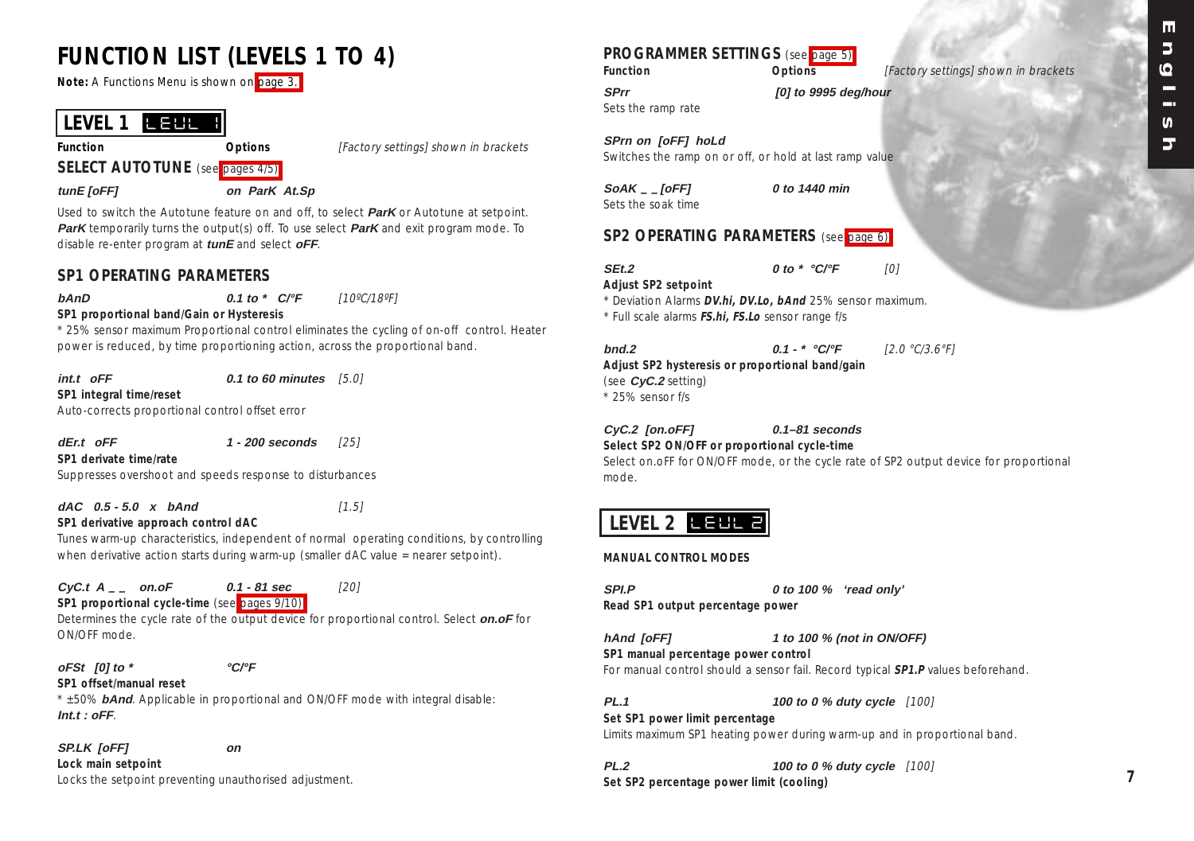# FUNCTION LIST (LEVELS 1 TO 4)

**Note:** A Functions Menu is shown on page 3.

## LEVEL 1 LEUL 1

**Function** | **Options** | *[Factory settings] shown in brackets*

### SELECT AUTOTUNE (see pages 4/5)

***tunE [oFF]*** ***on ParK At.Sp***

Used to switch the Autotune feature on and off, to select ***ParK*** or Autotune at setpoint. ***ParK*** temporarily turns the output(s) off. To use select ***ParK*** and exit program mode. To disable re-enter program at ***tunE*** and select ***oFF***.

### SP1 OPERATING PARAMETERS

***bAnD*** ***0.1 to * C/°F*** *[10ºC/18ºF]*

**SP1 proportional band/Gain or Hysteresis**

* 25% sensor maximum Proportional control eliminates the cycling of on-off control. Heater power is reduced, by time proportioning action, across the proportional band.

***int.t oFF*** ***0.1 to 60 minutes*** *[5.0]*

**SP1 integral time/reset**

Auto-corrects proportional control offset error

***dEr.t oFF*** ***1 - 200 seconds*** *[25]*

**SP1 derivate time/rate**

Suppresses overshoot and speeds response to disturbances

***dAC 0.5 - 5.0 x bAnd*** *[1.5]*

**SP1 derivative approach control dAC**

Tunes warm-up characteristics, independent of normal operating conditions, by controlling when derivative action starts during warm-up (smaller dAC value = nearer setpoint).

***CyC.t A _ _ on.oF*** ***0.1 - 81 sec*** *[20]*

**SP1 proportional cycle-time** (see pages 9/10)

Determines the cycle rate of the output device for proportional control. Select ***on.oF*** for ON/OFF mode.

***oFSt [0] to **** ***°C/°F***

**SP1 offset/manual reset**

* ±50% ***bAnd***. Applicable in proportional and ON/OFF mode with integral disable: ***Int.t : oFF***.

***SP.LK [oFF]*** ***on***

**Lock main setpoint**

Locks the setpoint preventing unauthorised adjustment.

### PROGRAMMER SETTINGS (see page 5)

**Function** | **Options** | *[Factory settings] shown in brackets*

***SPrr*** ***[0] to 9995 deg/hour***

Sets the ramp rate

***SPrn on [oFF] hoLd***

Switches the ramp on or off, or hold at last ramp value

***SoAK _ _ [oFF]*** ***0 to 1440 min***

Sets the soak time

### SP2 OPERATING PARAMETERS (see page 6)

***SEt.2*** ***0 to * °C/°F*** *[0]*

**Adjust SP2 setpoint**

* Deviation Alarms ***DV.hi, DV.Lo, bAnd*** 25% sensor maximum.
* Full scale alarms ***FS.hi, FS.Lo*** sensor range f/s

***bnd.2*** ***0.1 - * °C/°F*** *[2.0 °C/3.6°F]*

**Adjust SP2 hysteresis or proportional band/gain**

(see ***CyC.2*** setting)
* 25% sensor f/s

***CyC.2 [on.oFF]*** ***0.1–81 seconds***

**Select SP2 ON/OFF or proportional cycle-time**

Select on.oFF for ON/OFF mode, or the cycle rate of SP2 output device for proportional mode.

## LEVEL 2 LEUL 2

**MANUAL CONTROL MODES**

***SPI.P*** ***0 to 100 % 'read only'***

**Read SP1 output percentage power**

***hAnd [oFF]*** ***1 to 100 % (not in ON/OFF)***

**SP1 manual percentage power control**

For manual control should a sensor fail. Record typical ***SP1.P*** values beforehand.

***PL.1*** ***100 to 0 % duty cycle*** *[100]*

**Set SP1 power limit percentage**

Limits maximum SP1 heating power during warm-up and in proportional band.

***PL.2*** ***100 to 0 % duty cycle*** *[100]*

**Set SP2 percentage power limit (cooling)**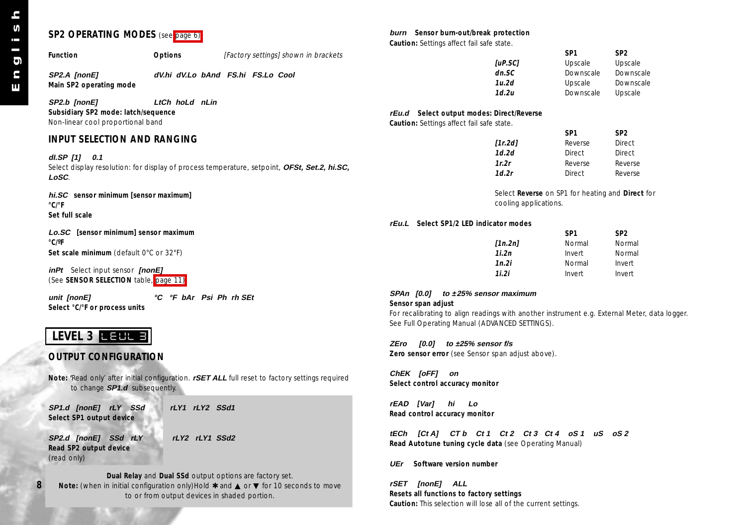## SP2 OPERATING MODES (see page 6)

| Function | Options | [Factory settings] shown in brackets |
|---|---|---|
| ***SP2.A [nonE]*** **Main SP2 operating mode** | ***dV.hi dV.Lo bAnd FS.hi FS.Lo Cool*** | |
| ***SP2.b [nonE]*** **Subsidiary SP2 mode: latch/sequence** Non-linear cool proportional band | ***LtCh hoLd nLin*** | |

## INPUT SELECTION AND RANGING

***dI.SP [1] 0.1***
Select display resolution: for display of process temperature, setpoint, ***OFSt, Set.2, hi.SC, LoSC***.

***hi.SC*** **sensor minimum [sensor maximum]**
**°C/°F**
**Set full scale**

***Lo.SC*** **[sensor minimum] sensor maximum**
**°C/ºF**
**Set scale minimum** (default 0°C or 32°F)

***inPt*** Select input sensor ***[nonE]***
(See **SENSOR SELECTION** table, page 11)

***unit [nonE]*** ***°C °F bAr Psi Ph rh SEt***
**Select °C/°F or process units**

## LEVEL 3 LEVL 3

### OUTPUT CONFIGURATION

**Note:** 'Read only' after initial configuration. ***rSET ALL*** full reset to factory settings required to change ***SP1.d*** subsequently.

***SP1.d [nonE] rLY SSd*** ***rLY1 rLY2 SSd1***
**Select SP1 output device**

***SP2.d [nonE] SSd rLY*** ***rLY2 rLY1 SSd2***
**Read SP2 output device**
(read only)

**Dual Relay** and **Dual SSd** output options are factory set.
**Note:** (when in initial configuration only)Hold ✱ and ▲ or ▼ for 10 seconds to move to or from output devices in shaded portion.

***burn*** **Sensor burn-out/break protection**
**Caution:** Settings affect fail safe state.

| | SP1 | SP2 |
|---|---|---|
| ***[uP.SC]*** | Upscale | Upscale |
| ***dn.SC*** | Downscale | Downscale |
| ***1u.2d*** | Upscale | Downscale |
| ***1d.2u*** | Downscale | Upscale |

***rEu.d*** **Select output modes: Direct/Reverse**
**Caution:** Settings affect fail safe state.

| | SP1 | SP2 |
|---|---|---|
| ***[1r.2d]*** | Reverse | Direct |
| ***1d.2d*** | Direct | Direct |
| ***1r.2r*** | Reverse | Reverse |
| ***1d.2r*** | Direct | Reverse |

Select **Reverse** on SP1 for heating and **Direct** for cooling applications.

***rEu.L*** **Select SP1/2 LED indicator modes**

| | SP1 | SP2 |
|---|---|---|
| ***[1n.2n]*** | Normal | Normal |
| ***1i.2n*** | Invert | Normal |
| ***1n.2i*** | Normal | Invert |
| ***1i.2i*** | Invert | Invert |

***SPAn [0.0] to ±25% sensor maximum***
**Sensor span adjust**
For recalibrating to align readings with another instrument e.g. External Meter, data logger. See Full Operating Manual (ADVANCED SETTINGS).

***ZEro [0.0] to ±25% sensor f/s***
**Zero sensor error** (see Sensor span adjust above).

***ChEK [oFF] on***
**Select control accuracy monitor**

***rEAD [Var] hi Lo***
**Read control accuracy monitor**

***tECh [Ct A] CT b Ct 1 Ct 2 Ct 3 Ct 4 oS 1 uS oS 2***
**Read Autotune tuning cycle data** (see Operating Manual)

***UEr*** **Software version number**

***rSET [nonE] ALL***
**Resets all functions to factory settings**
**Caution:** This selection will lose all of the current settings.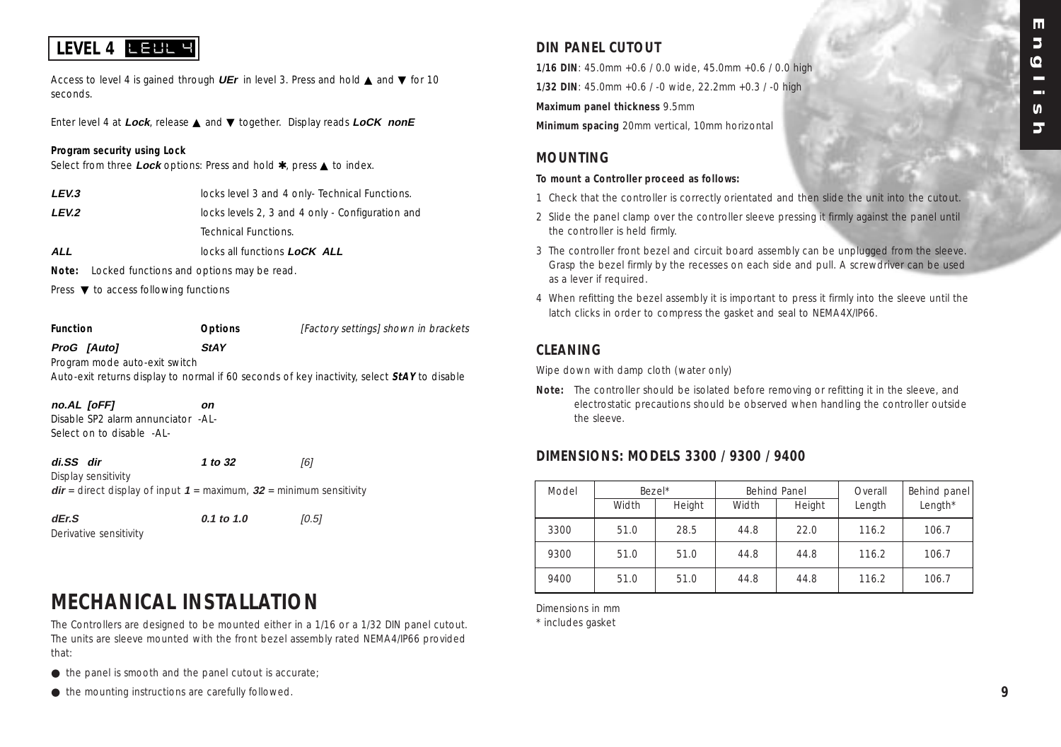## LEVEL 4 LEUL 4

Access to level 4 is gained through ***UEr*** in level 3. Press and hold ▲ and ▼ for 10 seconds.

Enter level 4 at ***Lock***, release ▲ and ▼ together. Display reads ***LoCK nonE***

**Program security using Lock**
Select from three ***Lock*** options: Press and hold ✱, press ▲ to index.

| | |
|---|---|
| ***LEV.3*** | locks level 3 and 4 only- Technical Functions. |
| ***LEV.2*** | locks levels 2, 3 and 4 only - Configuration and Technical Functions. |
| ***ALL*** | locks all functions ***LoCK ALL*** |

**Note:** Locked functions and options may be read.

Press ▼ to access following functions

| Function | Options | *[Factory settings] shown in brackets* |
|---|---|---|
| ***ProG [Auto]*** | ***StAY*** | |

Program mode auto-exit switch
Auto-exit returns display to normal if 60 seconds of key inactivity, select ***StAY*** to disable

| | | |
|---|---|---|
| ***no.AL [oFF]*** | ***on*** | |

Disable SP2 alarm annunciator -AL-
Select on to disable -AL-

| | | |
|---|---|---|
| ***di.SS dir*** | ***1 to 32*** | *[6]* |

Display sensitivity
***dir*** = direct display of input ***1*** = maximum, ***32*** = minimum sensitivity

| | | |
|---|---|---|
| ***dEr.S*** | ***0.1 to 1.0*** | *[0.5]* |

Derivative sensitivity

# MECHANICAL INSTALLATION

The Controllers are designed to be mounted either in a 1/16 or a 1/32 DIN panel cutout. The units are sleeve mounted with the front bezel assembly rated NEMA4/IP66 provided that:

- the panel is smooth and the panel cutout is accurate;
- the mounting instructions are carefully followed.

## DIN PANEL CUTOUT

**1/16 DIN**: 45.0mm +0.6 / 0.0 wide, 45.0mm +0.6 / 0.0 high

**1/32 DIN**: 45.0mm +0.6 / -0 wide, 22.2mm +0.3 / -0 high

**Maximum panel thickness** 9.5mm

**Minimum spacing** 20mm vertical, 10mm horizontal

## MOUNTING

**To mount a Controller proceed as follows:**

1. Check that the controller is correctly orientated and then slide the unit into the cutout.
2. Slide the panel clamp over the controller sleeve pressing it firmly against the panel until the controller is held firmly.
3. The controller front bezel and circuit board assembly can be unplugged from the sleeve. Grasp the bezel firmly by the recesses on each side and pull. A screwdriver can be used as a lever if required.
4. When refitting the bezel assembly it is important to press it firmly into the sleeve until the latch clicks in order to compress the gasket and seal to NEMA4X/IP66.

## CLEANING

Wipe down with damp cloth (water only)

**Note:** The controller should be isolated before removing or refitting it in the sleeve, and electrostatic precautions should be observed when handling the controller outside the sleeve.

## DIMENSIONS: MODELS 3300 / 9300 / 9400

| Model | Bezel* | | Behind Panel | | Overall | Behind panel |
|---|---|---|---|---|---|---|
| | Width | Height | Width | Height | Length | Length* |
| 3300 | 51.0 | 28.5 | 44.8 | 22.0 | 116.2 | 106.7 |
| 9300 | 51.0 | 51.0 | 44.8 | 44.8 | 116.2 | 106.7 |
| 9400 | 51.0 | 51.0 | 44.8 | 44.8 | 116.2 | 106.7 |

Dimensions in mm
\* includes gasket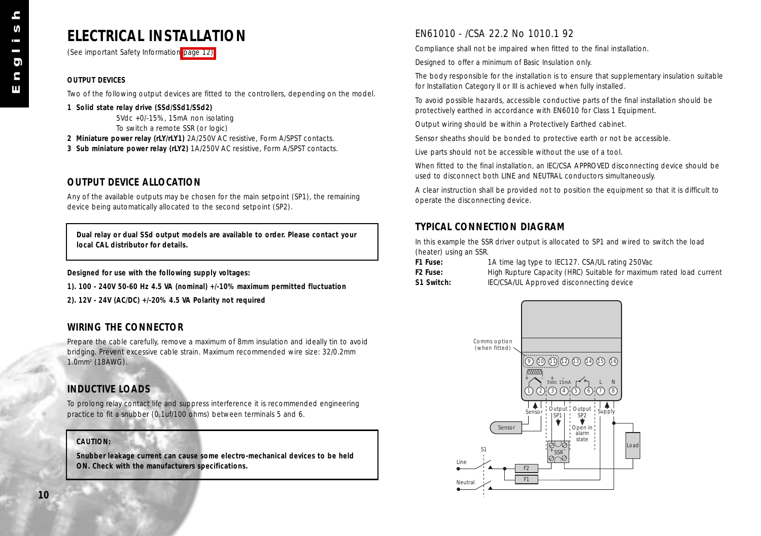# ELECTRICAL INSTALLATION

(See important Safety Information page 12)

**OUTPUT DEVICES**

Two of the following output devices are fitted to the controllers, depending on the model.

1. **Solid state relay drive (SSd/SSd1/SSd2)**
   5Vdc +0/-15%, 15mA non isolating
   To switch a remote SSR (or logic)
2. **Miniature power relay (rLY/rLY1)** 2A/250V AC resistive, Form A/SPST contacts.
3. **Sub miniature power relay (rLY2)** 1A/250V AC resistive, Form A/SPST contacts.

## OUTPUT DEVICE ALLOCATION

Any of the available outputs may be chosen for the main setpoint (SP1), the remaining device being automatically allocated to the second setpoint (SP2).

> **Dual relay or dual SSd output models are available to order. Please contact your local CAL distributor for details.**

**Designed for use with the following supply voltages:**

**1). 100 - 240V 50-60 Hz 4.5 VA (nominal) +/-10% maximum permitted fluctuation**

**2). 12V - 24V (AC/DC) +/-20% 4.5 VA Polarity not required**

## WIRING THE CONNECTOR

Prepare the cable carefully, remove a maximum of 8mm insulation and ideally tin to avoid bridging. Prevent excessive cable strain. Maximum recommended wire size: 32/0.2mm 1.0mm$^2$ (18AWG).

## INDUCTIVE LOADS

To prolong relay contact life and suppress interference it is recommended engineering practice to fit a snubber (0.1uf/100 ohms) between terminals 5 and 6.

> **CAUTION:**
>
> **Snubber leakage current can cause some electro-mechanical devices to be held ON. Check with the manufacturers specifications.**

## EN61010 - /CSA 22.2 No 1010.1 92

Compliance shall not be impaired when fitted to the final installation.

Designed to offer a minimum of Basic Insulation only.

The body responsible for the installation is to ensure that supplementary insulation suitable for Installation Category II or III is achieved when fully installed.

To avoid possible hazards, accessible conductive parts of the final installation should be protectively earthed in accordance with EN6010 for Class 1 Equipment.

Output wiring should be within a Protectively Earthed cabinet.

Sensor sheaths should be bonded to protective earth or not be accessible.

Live parts should not be accessible without the use of a tool.

When fitted to the final installation, an IEC/CSA APPROVED disconnecting device should be used to disconnect both LINE and NEUTRAL conductors simultaneously.

A clear instruction shall be provided not to position the equipment so that it is difficult to operate the disconnecting device.

## TYPICAL CONNECTION DIAGRAM

In this example the SSR driver output is allocated to SP1 and wired to switch the load (heater) using an SSR.

**F1 Fuse:** 1A time lag type to IEC127. CSA/UL rating 250Vac

**F2 Fuse:** High Rupture Capacity (HRC) Suitable for maximum rated load current

**S1 Switch:** IEC/CSA/UL Approved disconnecting device

Comms option (when fitted)

9 10 11 12 13 14 15 16

5Vdc 15mA L N

1 2 3 4 5 6 7 8

Sensor | Output SP1 | Output SP2 | Supply

Sensor | Open in alarm state | SSR | Load

S1 | Line | Neutral | F2 | F1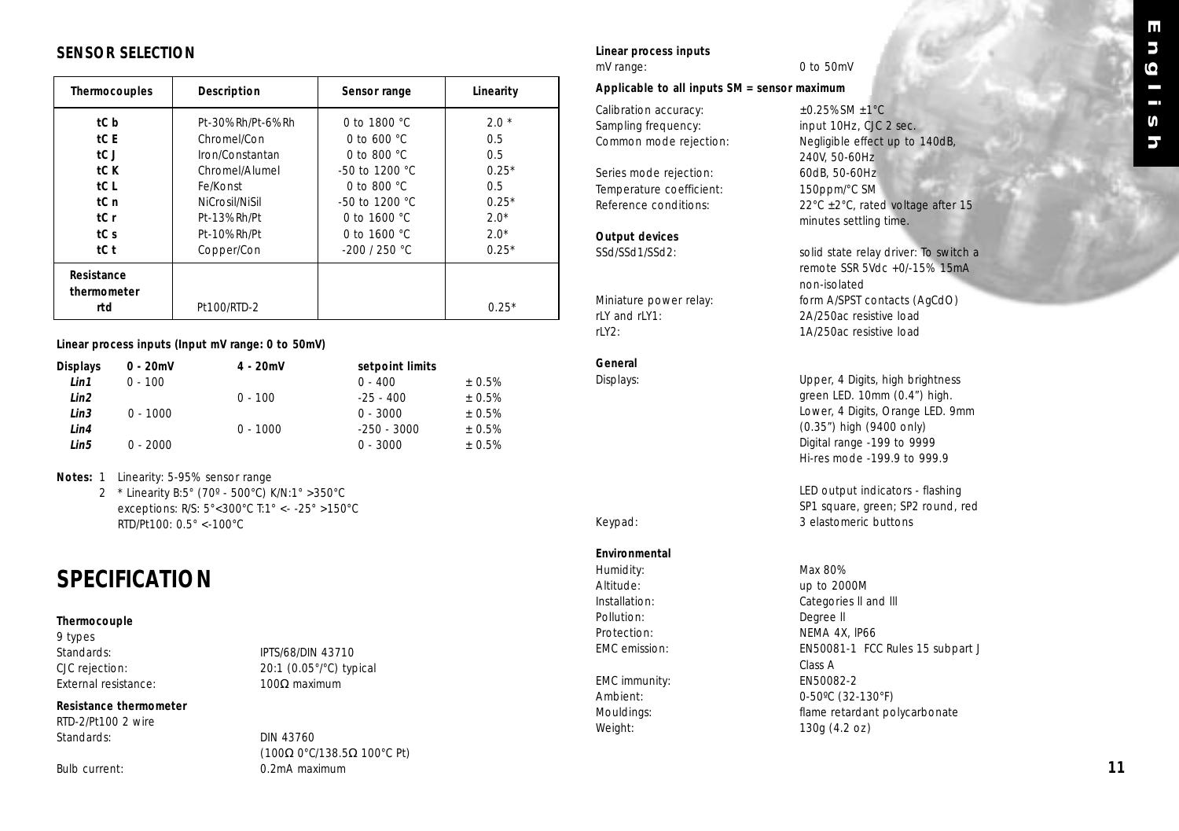## SENSOR SELECTION

| Thermocouples | Description | Sensor range | Linearity |
|---|---|---|---|
| tC b | Pt-30%Rh/Pt-6%Rh | 0 to 1800 °C | 2.0 * |
| tC E | Chromel/Con | 0 to 600 °C | 0.5 |
| tC J | Iron/Constantan | 0 to 800 °C | 0.5 |
| tC K | Chromel/Alumel | -50 to 1200 °C | 0.25* |
| tC L | Fe/Konst | 0 to 800 °C | 0.5 |
| tC n | NiCrosil/NiSil | -50 to 1200 °C | 0.25* |
| tC r | Pt-13%Rh/Pt | 0 to 1600 °C | 2.0* |
| tC s | Pt-10%Rh/Pt | 0 to 1600 °C | 2.0* |
| tC t | Copper/Con | -200 / 250 °C | 0.25* |
| **Resistance thermometer** rtd | Pt100/RTD-2 | | 0.25* |

**Linear process inputs (Input mV range: 0 to 50mV)**

| Displays | 0 - 20mV | 4 - 20mV | setpoint limits | |
|---|---|---|---|---|
| *Lin1* | 0 - 100 | | 0 - 400 | ± 0.5% |
| *Lin2* | | 0 - 100 | -25 - 400 | ± 0.5% |
| *Lin3* | 0 - 1000 | | 0 - 3000 | ± 0.5% |
| *Lin4* | | 0 - 1000 | -250 - 3000 | ± 0.5% |
| *Lin5* | 0 - 2000 | | 0 - 3000 | ± 0.5% |

**Notes:**
1. Linearity: 5-95% sensor range
2. \* Linearity B:5° (70º - 500°C) K/N:1° >350°C
   exceptions: R/S: 5°<300°C T:1° <- -25° >150°C
   RTD/Pt100: 0.5° <-100°C

# SPECIFICATION

**Thermocouple**

9 types

| | |
|---|---|
| Standards: | IPTS/68/DIN 43710 |
| CJC rejection: | 20:1 (0.05°/°C) typical |
| External resistance: | 100Ω maximum |

**Resistance thermometer**

RTD-2/Pt100 2 wire

| | |
|---|---|
| Standards: | DIN 43760 (100Ω 0°C/138.5Ω 100°C Pt) |
| Bulb current: | 0.2mA maximum |

**Linear process inputs**

| | |
|---|---|
| mV range: | 0 to 50mV |

**Applicable to all inputs SM = sensor maximum**

| | |
|---|---|
| Calibration accuracy: | ±0.25%SM ±1°C |
| Sampling frequency: | input 10Hz, CJC 2 sec. |
| Common mode rejection: | Negligible effect up to 140dB, 240V, 50-60Hz |
| Series mode rejection: | 60dB, 50-60Hz |
| Temperature coefficient: | 150ppm/°C SM |
| Reference conditions: | 22°C ±2°C, rated voltage after 15 minutes settling time. |

**Output devices**

| | |
|---|---|
| SSd/SSd1/SSd2: | solid state relay driver: To switch a remote SSR 5Vdc +0/-15% 15mA non-isolated |
| Miniature power relay: | form A/SPST contacts (AgCdO) |
| rLY and rLY1: | 2A/250ac resistive load |
| rLY2: | 1A/250ac resistive load |

**General**

| | |
|---|---|
| Displays: | Upper, 4 Digits, high brightness green LED. 10mm (0.4") high. Lower, 4 Digits, Orange LED. 9mm (0.35") high (9400 only) Digital range -199 to 9999 Hi-res mode -199.9 to 999.9 |
| | LED output indicators - flashing SP1 square, green; SP2 round, red |
| Keypad: | 3 elastomeric buttons |

**Environmental**

| | |
|---|---|
| Humidity: | Max 80% |
| Altitude: | up to 2000M |
| Installation: | Categories II and III |
| Pollution: | Degree II |
| Protection: | NEMA 4X, IP66 |
| EMC emission: | EN50081-1 FCC Rules 15 subpart J Class A |
| EMC immunity: | EN50082-2 |
| Ambient: | 0-50ºC (32-130°F) |
| Mouldings: | flame retardant polycarbonate |
| Weight: | 130g (4.2 oz) |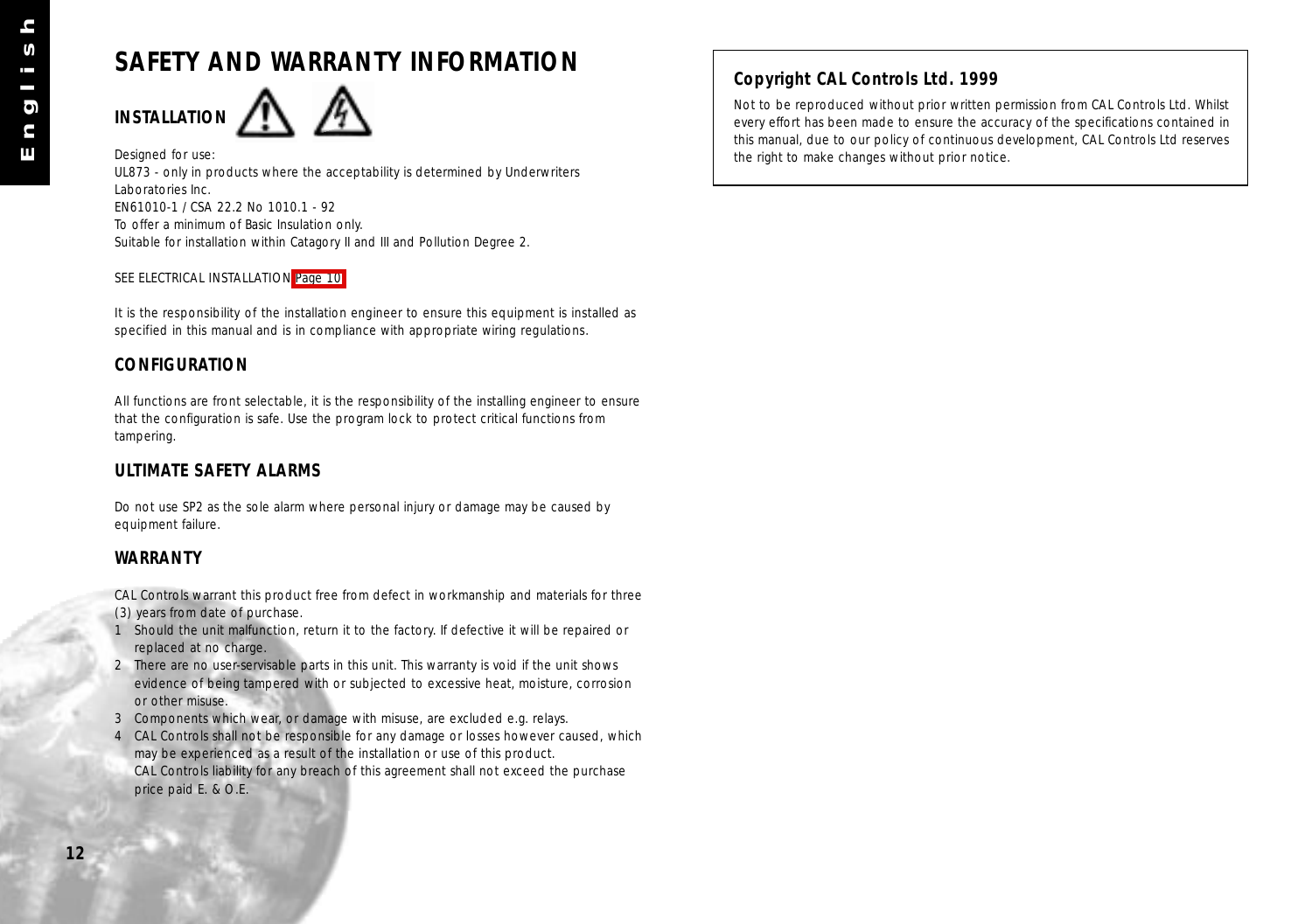# SAFETY AND WARRANTY INFORMATION

## INSTALLATION

Designed for use:
UL873 - only in products where the acceptability is determined by Underwriters Laboratories Inc.
EN61010-1 / CSA 22.2 No 1010.1 - 92
To offer a minimum of Basic Insulation only.
Suitable for installation within Catagory II and III and Pollution Degree 2.

SEE ELECTRICAL INSTALLATION Page 10

It is the responsibility of the installation engineer to ensure this equipment is installed as specified in this manual and is in compliance with appropriate wiring regulations.

## CONFIGURATION

All functions are front selectable, it is the responsibility of the installing engineer to ensure that the configuration is safe. Use the program lock to protect critical functions from tampering.

## ULTIMATE SAFETY ALARMS

Do not use SP2 as the sole alarm where personal injury or damage may be caused by equipment failure.

## WARRANTY

CAL Controls warrant this product free from defect in workmanship and materials for three (3) years from date of purchase.

1. Should the unit malfunction, return it to the factory. If defective it will be repaired or replaced at no charge.
2. There are no user-servisable parts in this unit. This warranty is void if the unit shows evidence of being tampered with or subjected to excessive heat, moisture, corrosion or other misuse.
3. Components which wear, or damage with misuse, are excluded e.g. relays.
4. CAL Controls shall not be responsible for any damage or losses however caused, which may be experienced as a result of the installation or use of this product.
   CAL Controls liability for any breach of this agreement shall not exceed the purchase price paid E. & O.E.

**Copyright CAL Controls Ltd. 1999**

Not to be reproduced without prior written permission from CAL Controls Ltd. Whilst every effort has been made to ensure the accuracy of the specifications contained in this manual, due to our policy of continuous development, CAL Controls Ltd reserves the right to make changes without prior notice.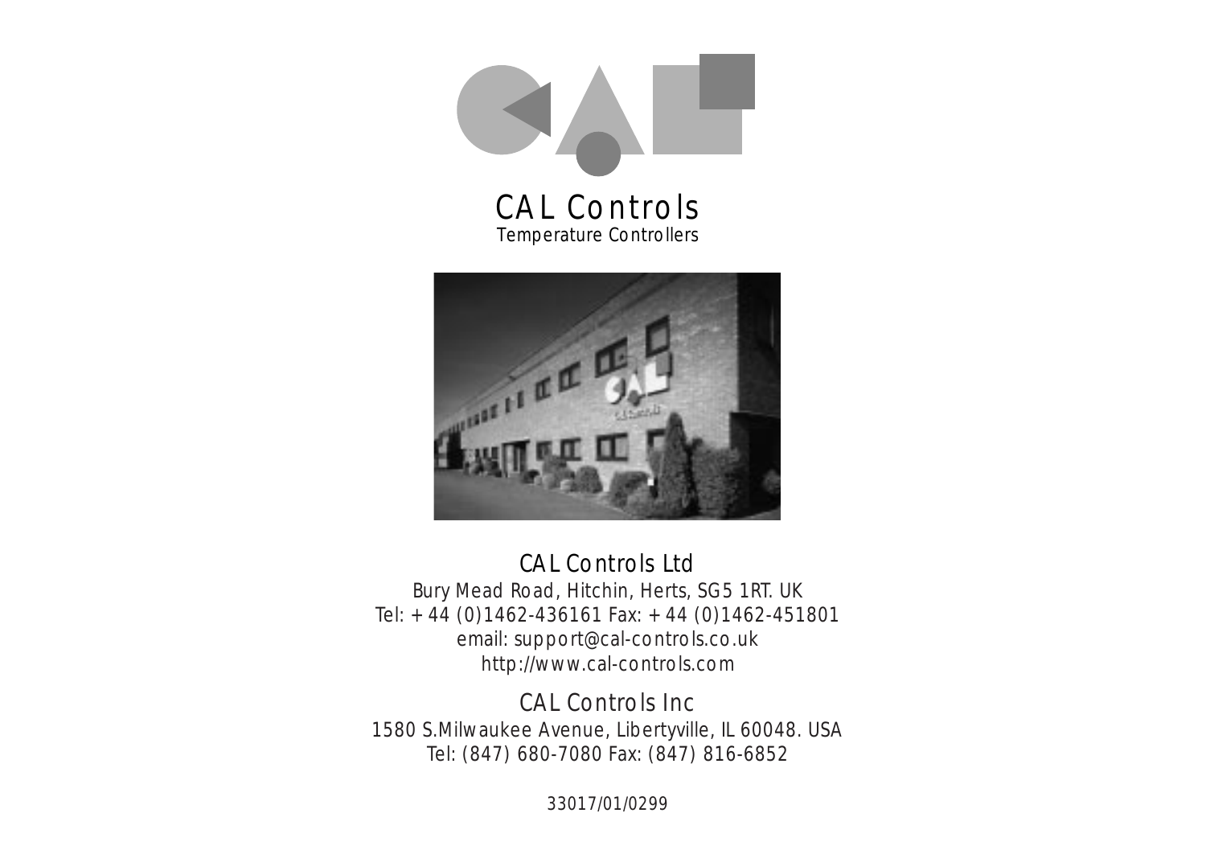# CAL Controls

Temperature Controllers

## CAL Controls Ltd

Bury Mead Road, Hitchin, Herts, SG5 1RT. UK
Tel: +44 (0)1462-436161 Fax: +44 (0)1462-451801
email: support@cal-controls.co.uk
http://www.cal-controls.com

## CAL Controls Inc

1580 S.Milwaukee Avenue, Libertyville, IL 60048. USA
Tel: (847) 680-7080 Fax: (847) 816-6852

33017/01/0299